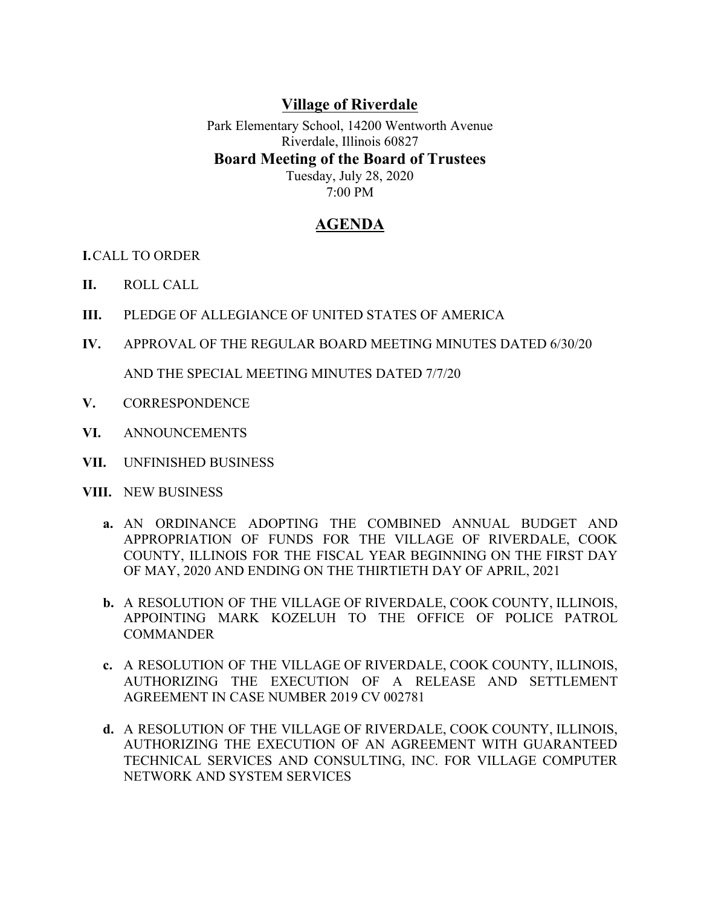# Village of Riverdale

Park Elementary School, 14200 Wentworth Avenue
Riverdale, Illinois 60827

## Board Meeting of the Board of Trustees

Tuesday, July 28, 2020
7:00 PM

## AGENDA

**I.** CALL TO ORDER

**II.** ROLL CALL

**III.** PLEDGE OF ALLEGIANCE OF UNITED STATES OF AMERICA

**IV.** APPROVAL OF THE REGULAR BOARD MEETING MINUTES DATED 6/30/20 AND THE SPECIAL MEETING MINUTES DATED 7/7/20

**V.** CORRESPONDENCE

**VI.** ANNOUNCEMENTS

**VII.** UNFINISHED BUSINESS

**VIII.** NEW BUSINESS

- **a.** AN ORDINANCE ADOPTING THE COMBINED ANNUAL BUDGET AND APPROPRIATION OF FUNDS FOR THE VILLAGE OF RIVERDALE, COOK COUNTY, ILLINOIS FOR THE FISCAL YEAR BEGINNING ON THE FIRST DAY OF MAY, 2020 AND ENDING ON THE THIRTIETH DAY OF APRIL, 2021

- **b.** A RESOLUTION OF THE VILLAGE OF RIVERDALE, COOK COUNTY, ILLINOIS, APPOINTING MARK KOZELUH TO THE OFFICE OF POLICE PATROL COMMANDER

- **c.** A RESOLUTION OF THE VILLAGE OF RIVERDALE, COOK COUNTY, ILLINOIS, AUTHORIZING THE EXECUTION OF A RELEASE AND SETTLEMENT AGREEMENT IN CASE NUMBER 2019 CV 002781

- **d.** A RESOLUTION OF THE VILLAGE OF RIVERDALE, COOK COUNTY, ILLINOIS, AUTHORIZING THE EXECUTION OF AN AGREEMENT WITH GUARANTEED TECHNICAL SERVICES AND CONSULTING, INC. FOR VILLAGE COMPUTER NETWORK AND SYSTEM SERVICES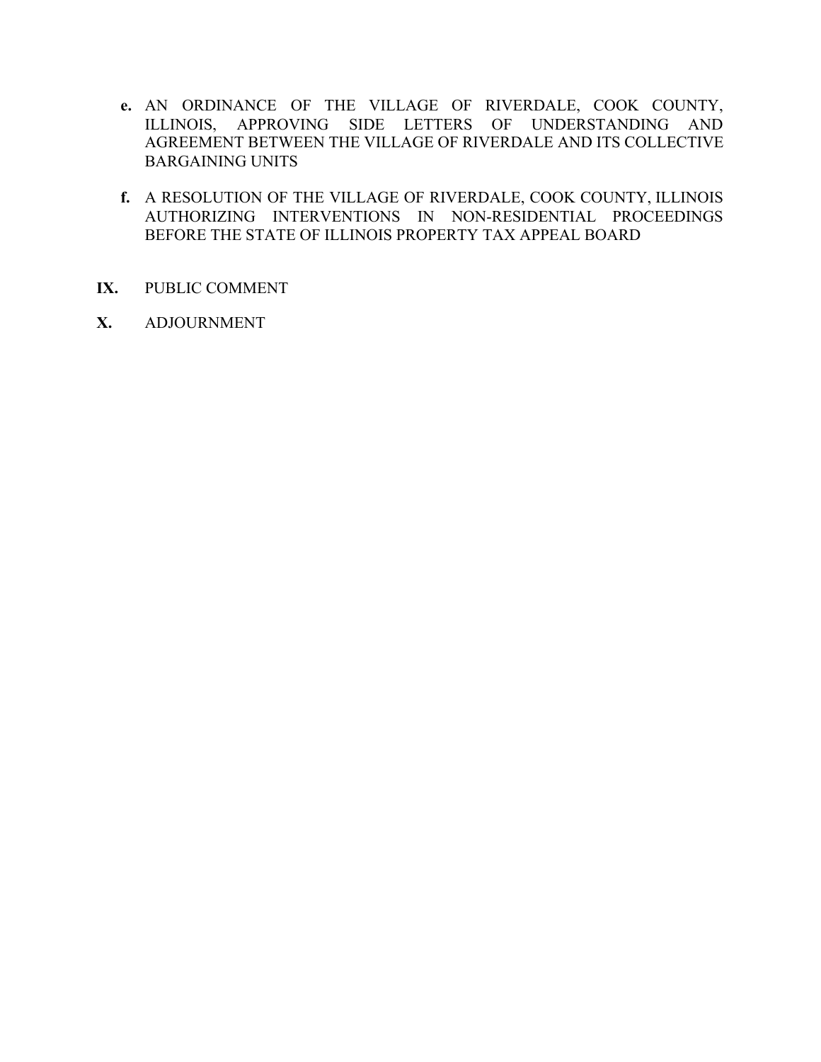**e.** AN ORDINANCE OF THE VILLAGE OF RIVERDALE, COOK COUNTY, ILLINOIS, APPROVING SIDE LETTERS OF UNDERSTANDING AND AGREEMENT BETWEEN THE VILLAGE OF RIVERDALE AND ITS COLLECTIVE BARGAINING UNITS

**f.** A RESOLUTION OF THE VILLAGE OF RIVERDALE, COOK COUNTY, ILLINOIS AUTHORIZING INTERVENTIONS IN NON-RESIDENTIAL PROCEEDINGS BEFORE THE STATE OF ILLINOIS PROPERTY TAX APPEAL BOARD

**IX.** PUBLIC COMMENT

**X.** ADJOURNMENT